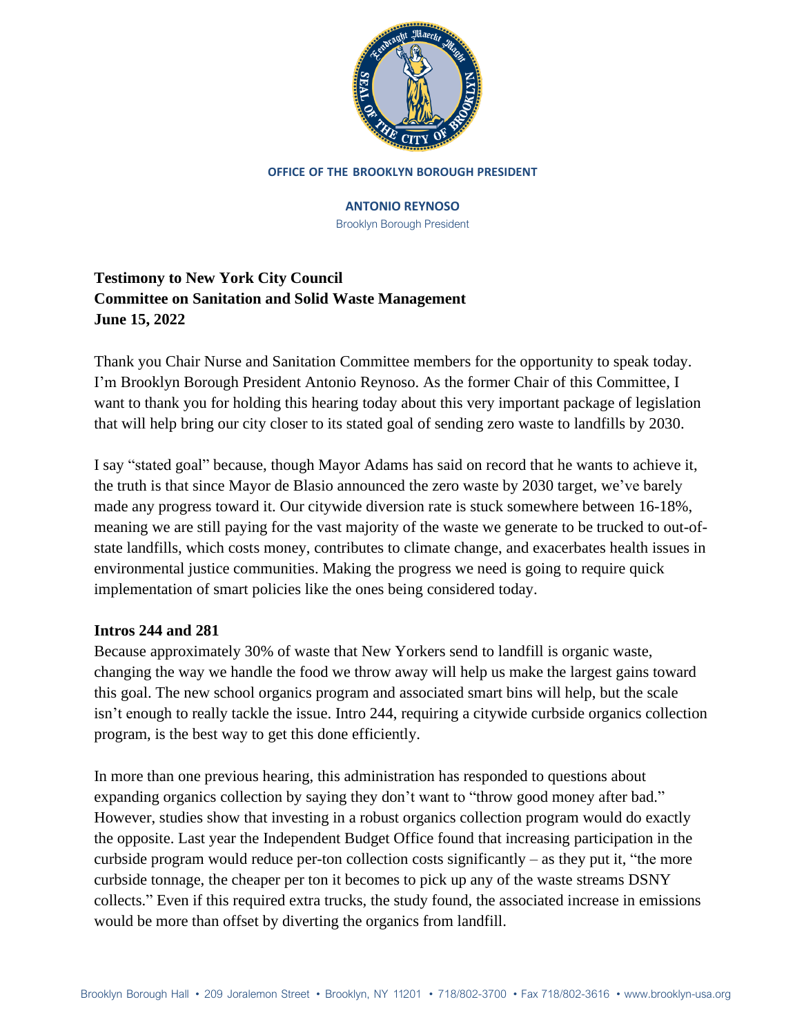OFFICE OF THE BROOKLYN BOROUGH PRESIDENT

**ANTONIO REYNOSO**
Brooklyn Borough President

**Testimony to New York City Council**
**Committee on Sanitation and Solid Waste Management**
**June 15, 2022**

Thank you Chair Nurse and Sanitation Committee members for the opportunity to speak today. I'm Brooklyn Borough President Antonio Reynoso. As the former Chair of this Committee, I want to thank you for holding this hearing today about this very important package of legislation that will help bring our city closer to its stated goal of sending zero waste to landfills by 2030.

I say "stated goal" because, though Mayor Adams has said on record that he wants to achieve it, the truth is that since Mayor de Blasio announced the zero waste by 2030 target, we've barely made any progress toward it. Our citywide diversion rate is stuck somewhere between 16-18%, meaning we are still paying for the vast majority of the waste we generate to be trucked to out-of-state landfills, which costs money, contributes to climate change, and exacerbates health issues in environmental justice communities. Making the progress we need is going to require quick implementation of smart policies like the ones being considered today.

**Intros 244 and 281**

Because approximately 30% of waste that New Yorkers send to landfill is organic waste, changing the way we handle the food we throw away will help us make the largest gains toward this goal. The new school organics program and associated smart bins will help, but the scale isn't enough to really tackle the issue. Intro 244, requiring a citywide curbside organics collection program, is the best way to get this done efficiently.

In more than one previous hearing, this administration has responded to questions about expanding organics collection by saying they don't want to "throw good money after bad." However, studies show that investing in a robust organics collection program would do exactly the opposite. Last year the Independent Budget Office found that increasing participation in the curbside program would reduce per-ton collection costs significantly – as they put it, "the more curbside tonnage, the cheaper per ton it becomes to pick up any of the waste streams DSNY collects." Even if this required extra trucks, the study found, the associated increase in emissions would be more than offset by diverting the organics from landfill.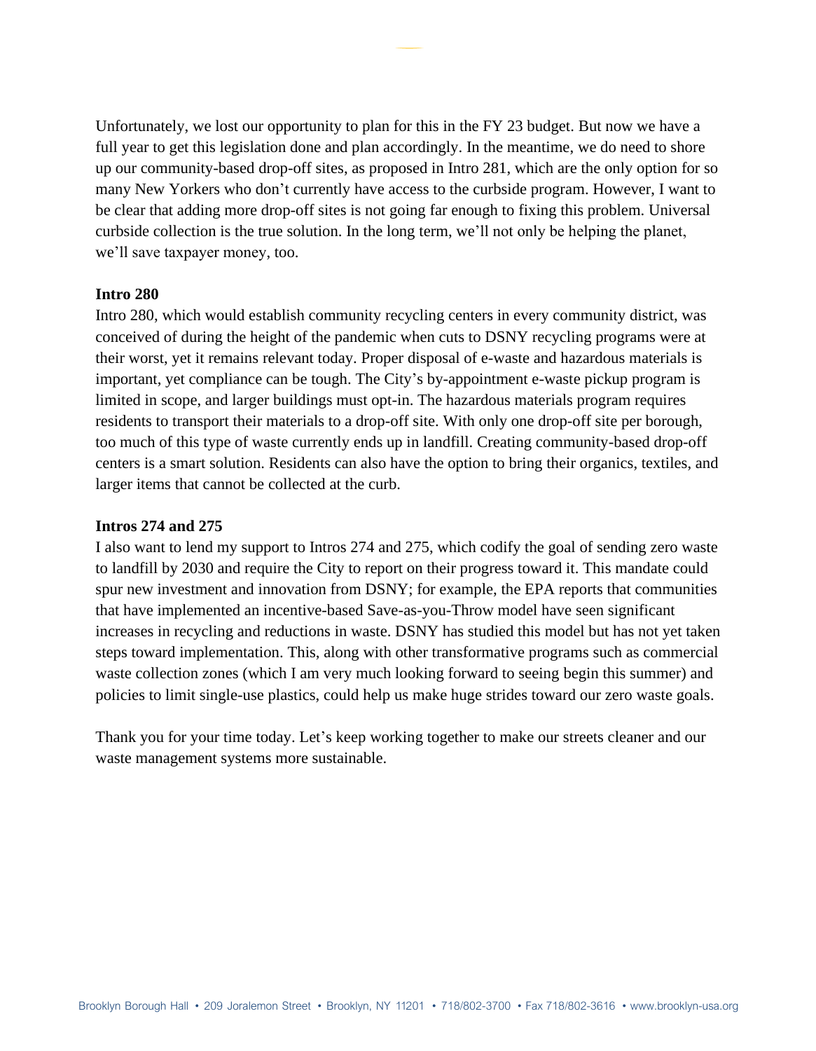Unfortunately, we lost our opportunity to plan for this in the FY 23 budget. But now we have a full year to get this legislation done and plan accordingly. In the meantime, we do need to shore up our community-based drop-off sites, as proposed in Intro 281, which are the only option for so many New Yorkers who don't currently have access to the curbside program. However, I want to be clear that adding more drop-off sites is not going far enough to fixing this problem. Universal curbside collection is the true solution. In the long term, we'll not only be helping the planet, we'll save taxpayer money, too.

**Intro 280**

Intro 280, which would establish community recycling centers in every community district, was conceived of during the height of the pandemic when cuts to DSNY recycling programs were at their worst, yet it remains relevant today. Proper disposal of e-waste and hazardous materials is important, yet compliance can be tough. The City's by-appointment e-waste pickup program is limited in scope, and larger buildings must opt-in. The hazardous materials program requires residents to transport their materials to a drop-off site. With only one drop-off site per borough, too much of this type of waste currently ends up in landfill. Creating community-based drop-off centers is a smart solution. Residents can also have the option to bring their organics, textiles, and larger items that cannot be collected at the curb.

**Intros 274 and 275**

I also want to lend my support to Intros 274 and 275, which codify the goal of sending zero waste to landfill by 2030 and require the City to report on their progress toward it. This mandate could spur new investment and innovation from DSNY; for example, the EPA reports that communities that have implemented an incentive-based Save-as-you-Throw model have seen significant increases in recycling and reductions in waste. DSNY has studied this model but has not yet taken steps toward implementation. This, along with other transformative programs such as commercial waste collection zones (which I am very much looking forward to seeing begin this summer) and policies to limit single-use plastics, could help us make huge strides toward our zero waste goals.

Thank you for your time today. Let's keep working together to make our streets cleaner and our waste management systems more sustainable.